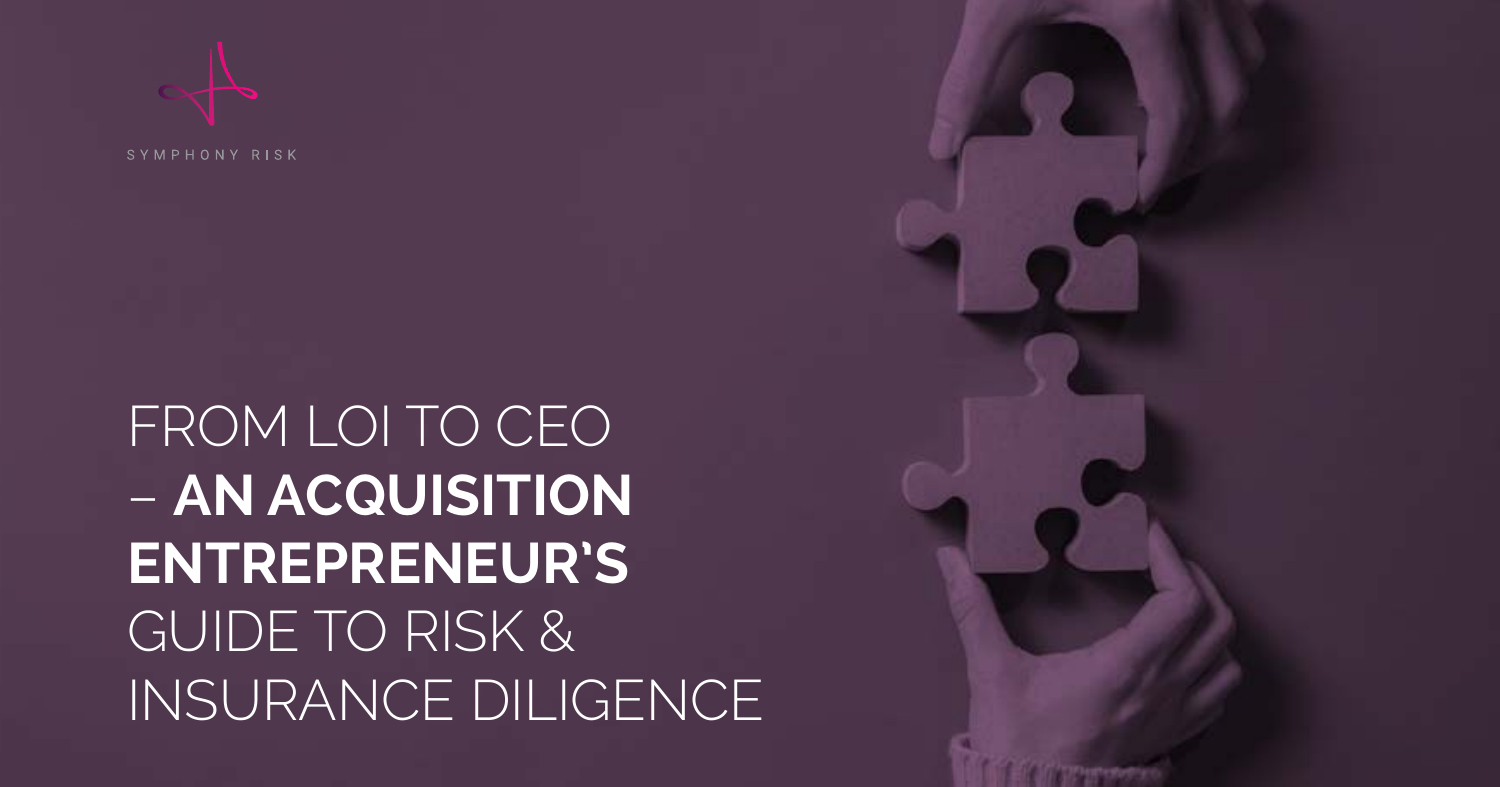SYMPHONY RISK

# FROM LOI TO CEO – **AN ACQUISITION ENTREPRENEUR'S** GUIDE TO RISK & INSURANCE DILIGENCE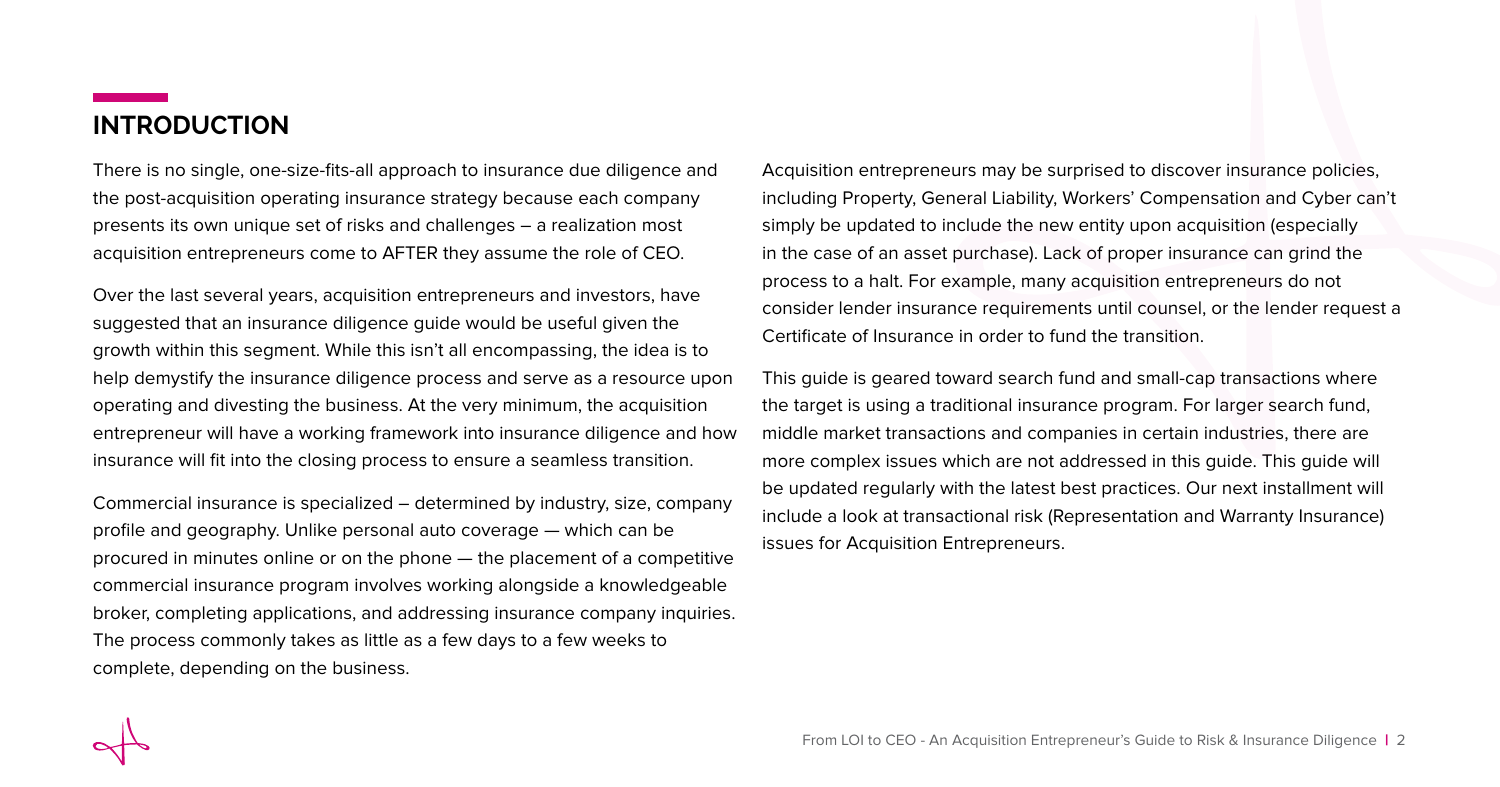## INTRODUCTION

There is no single, one-size-fits-all approach to insurance due diligence and the post-acquisition operating insurance strategy because each company presents its own unique set of risks and challenges – a realization most acquisition entrepreneurs come to AFTER they assume the role of CEO.

Over the last several years, acquisition entrepreneurs and investors, have suggested that an insurance diligence guide would be useful given the growth within this segment. While this isn't all encompassing, the idea is to help demystify the insurance diligence process and serve as a resource upon operating and divesting the business. At the very minimum, the acquisition entrepreneur will have a working framework into insurance diligence and how insurance will fit into the closing process to ensure a seamless transition.

Commercial insurance is specialized – determined by industry, size, company profile and geography. Unlike personal auto coverage — which can be procured in minutes online or on the phone — the placement of a competitive commercial insurance program involves working alongside a knowledgeable broker, completing applications, and addressing insurance company inquiries. The process commonly takes as little as a few days to a few weeks to complete, depending on the business.

Acquisition entrepreneurs may be surprised to discover insurance policies, including Property, General Liability, Workers' Compensation and Cyber can't simply be updated to include the new entity upon acquisition (especially in the case of an asset purchase). Lack of proper insurance can grind the process to a halt. For example, many acquisition entrepreneurs do not consider lender insurance requirements until counsel, or the lender request a Certificate of Insurance in order to fund the transition.

This guide is geared toward search fund and small-cap transactions where the target is using a traditional insurance program. For larger search fund, middle market transactions and companies in certain industries, there are more complex issues which are not addressed in this guide. This guide will be updated regularly with the latest best practices. Our next installment will include a look at transactional risk (Representation and Warranty Insurance) issues for Acquisition Entrepreneurs.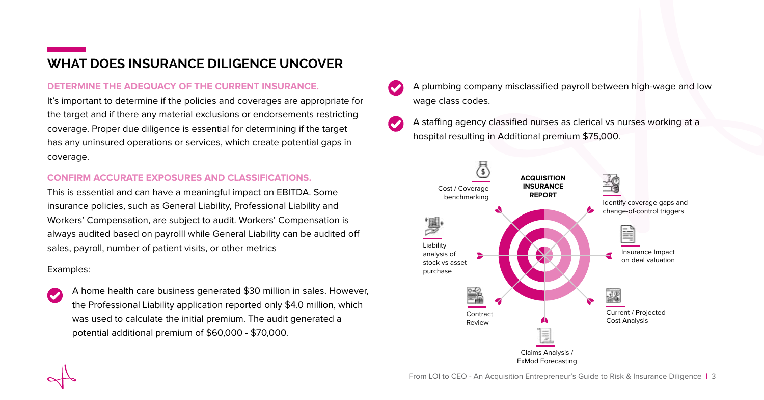## WHAT DOES INSURANCE DILIGENCE UNCOVER

### DETERMINE THE ADEQUACY OF THE CURRENT INSURANCE.

It's important to determine if the policies and coverages are appropriate for the target and if there any material exclusions or endorsements restricting coverage. Proper due diligence is essential for determining if the target has any uninsured operations or services, which create potential gaps in coverage.

### CONFIRM ACCURATE EXPOSURES AND CLASSIFICATIONS.

This is essential and can have a meaningful impact on EBITDA. Some insurance policies, such as General Liability, Professional Liability and Workers' Compensation, are subject to audit. Workers' Compensation is always audited based on payrolll while General Liability can be audited off sales, payroll, number of patient visits, or other metrics

Examples:

- A home health care business generated $30 million in sales. However, the Professional Liability application reported only $4.0 million, which was used to calculate the initial premium. The audit generated a potential additional premium of $60,000 - $70,000.
- A plumbing company misclassified payroll between high-wage and low wage class codes.
- A staffing agency classified nurses as clerical vs nurses working at a hospital resulting in Additional premium $75,000.

**ACQUISITION INSURANCE REPORT**

- Cost / Coverage benchmarking
- Identify coverage gaps and change-of-control triggers
- Liability analysis of stock vs asset purchase
- Insurance Impact on deal valuation
- Contract Review
- Current / Projected Cost Analysis
- Claims Analysis / ExMod Forecasting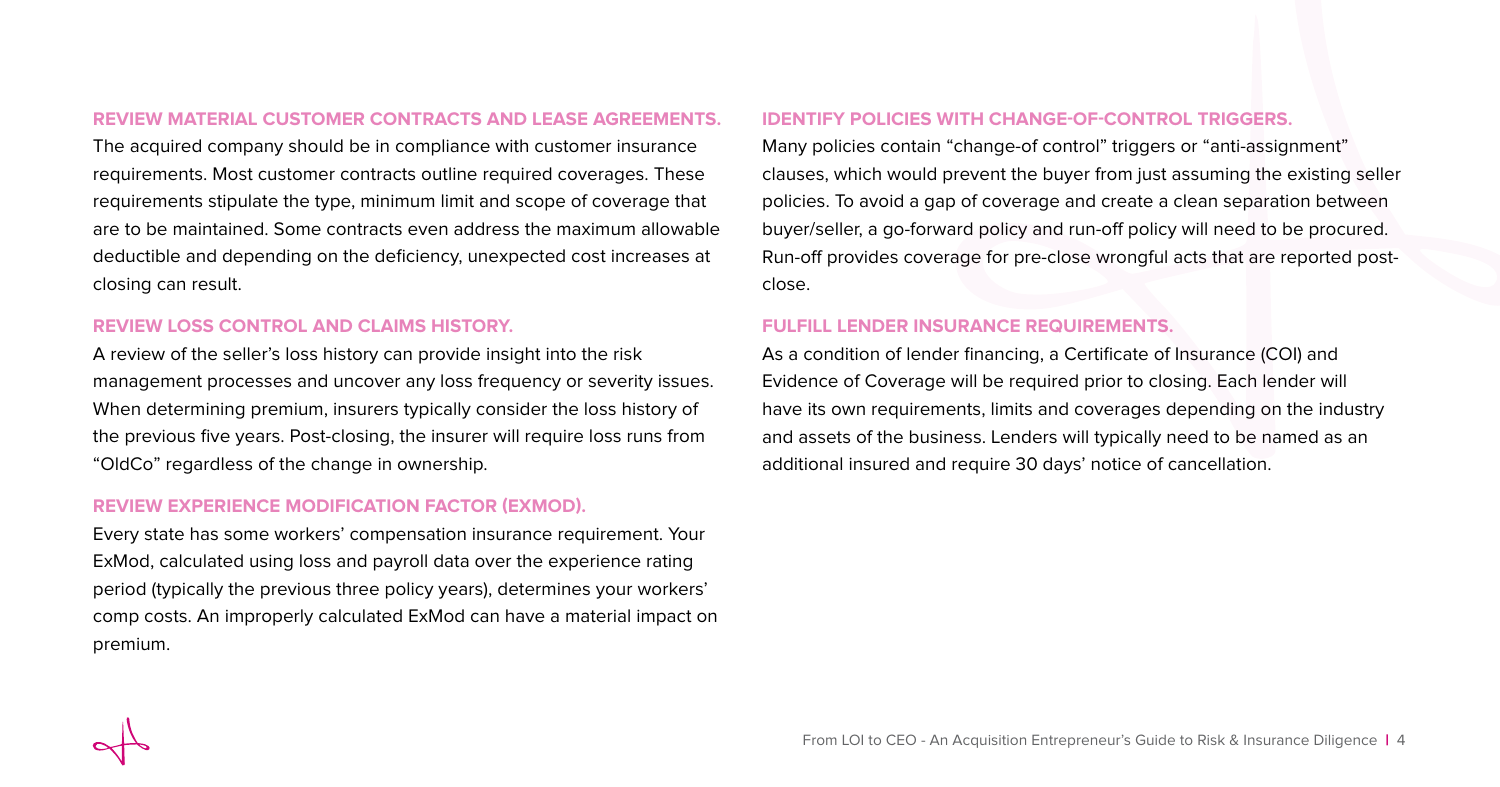### REVIEW MATERIAL CUSTOMER CONTRACTS AND LEASE AGREEMENTS.

The acquired company should be in compliance with customer insurance requirements. Most customer contracts outline required coverages. These requirements stipulate the type, minimum limit and scope of coverage that are to be maintained. Some contracts even address the maximum allowable deductible and depending on the deficiency, unexpected cost increases at closing can result.

### REVIEW LOSS CONTROL AND CLAIMS HISTORY.

A review of the seller's loss history can provide insight into the risk management processes and uncover any loss frequency or severity issues. When determining premium, insurers typically consider the loss history of the previous five years. Post-closing, the insurer will require loss runs from "OldCo" regardless of the change in ownership.

### REVIEW EXPERIENCE MODIFICATION FACTOR (EXMOD).

Every state has some workers' compensation insurance requirement. Your ExMod, calculated using loss and payroll data over the experience rating period (typically the previous three policy years), determines your workers' comp costs. An improperly calculated ExMod can have a material impact on premium.

### IDENTIFY POLICIES WITH CHANGE-OF-CONTROL TRIGGERS.

Many policies contain "change-of control" triggers or "anti-assignment" clauses, which would prevent the buyer from just assuming the existing seller policies. To avoid a gap of coverage and create a clean separation between buyer/seller, a go-forward policy and run-off policy will need to be procured. Run-off provides coverage for pre-close wrongful acts that are reported post-close.

### FULFILL LENDER INSURANCE REQUIREMENTS.

As a condition of lender financing, a Certificate of Insurance (COI) and Evidence of Coverage will be required prior to closing. Each lender will have its own requirements, limits and coverages depending on the industry and assets of the business. Lenders will typically need to be named as an additional insured and require 30 days' notice of cancellation.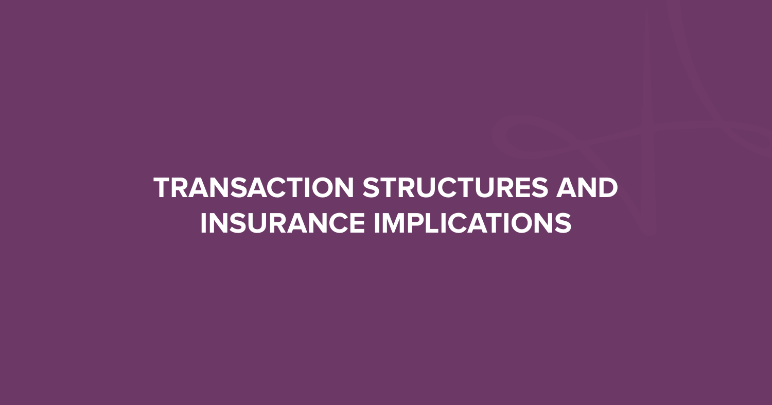# TRANSACTION STRUCTURES AND INSURANCE IMPLICATIONS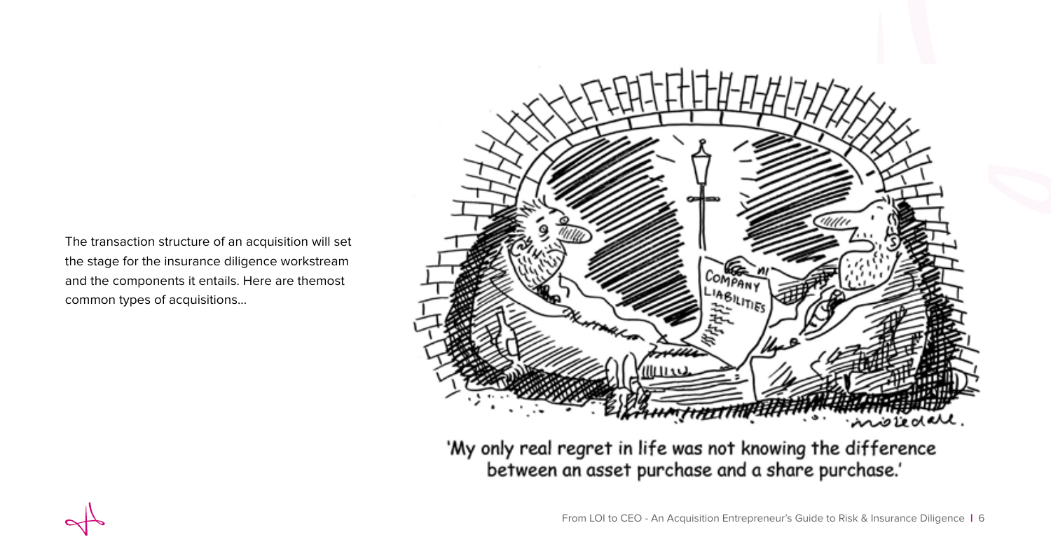The transaction structure of an acquisition will set the stage for the insurance diligence workstream and the components it entails. Here are themost common types of acquisitions...

'My only real regret in life was not knowing the difference between an asset purchase and a share purchase.'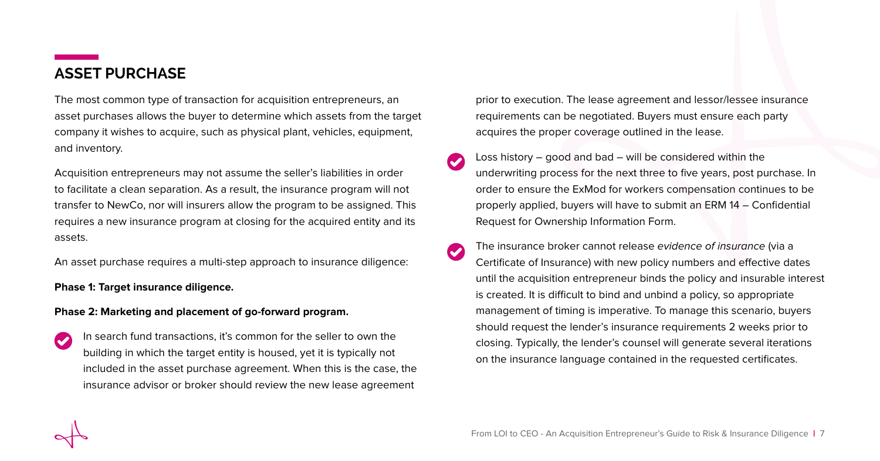## ASSET PURCHASE

The most common type of transaction for acquisition entrepreneurs, an asset purchases allows the buyer to determine which assets from the target company it wishes to acquire, such as physical plant, vehicles, equipment, and inventory.

Acquisition entrepreneurs may not assume the seller's liabilities in order to facilitate a clean separation. As a result, the insurance program will not transfer to NewCo, nor will insurers allow the program to be assigned. This requires a new insurance program at closing for the acquired entity and its assets.

An asset purchase requires a multi-step approach to insurance diligence:

**Phase 1: Target insurance diligence.**

**Phase 2: Marketing and placement of go-forward program.**

- In search fund transactions, it's common for the seller to own the building in which the target entity is housed, yet it is typically not included in the asset purchase agreement. When this is the case, the insurance advisor or broker should review the new lease agreement prior to execution. The lease agreement and lessor/lessee insurance requirements can be negotiated. Buyers must ensure each party acquires the proper coverage outlined in the lease.
- Loss history – good and bad – will be considered within the underwriting process for the next three to five years, post purchase. In order to ensure the ExMod for workers compensation continues to be properly applied, buyers will have to submit an ERM 14 – Confidential Request for Ownership Information Form.
- The insurance broker cannot release *evidence of insurance* (via a Certificate of Insurance) with new policy numbers and effective dates until the acquisition entrepreneur binds the policy and insurable interest is created. It is difficult to bind and unbind a policy, so appropriate management of timing is imperative. To manage this scenario, buyers should request the lender's insurance requirements 2 weeks prior to closing. Typically, the lender's counsel will generate several iterations on the insurance language contained in the requested certificates.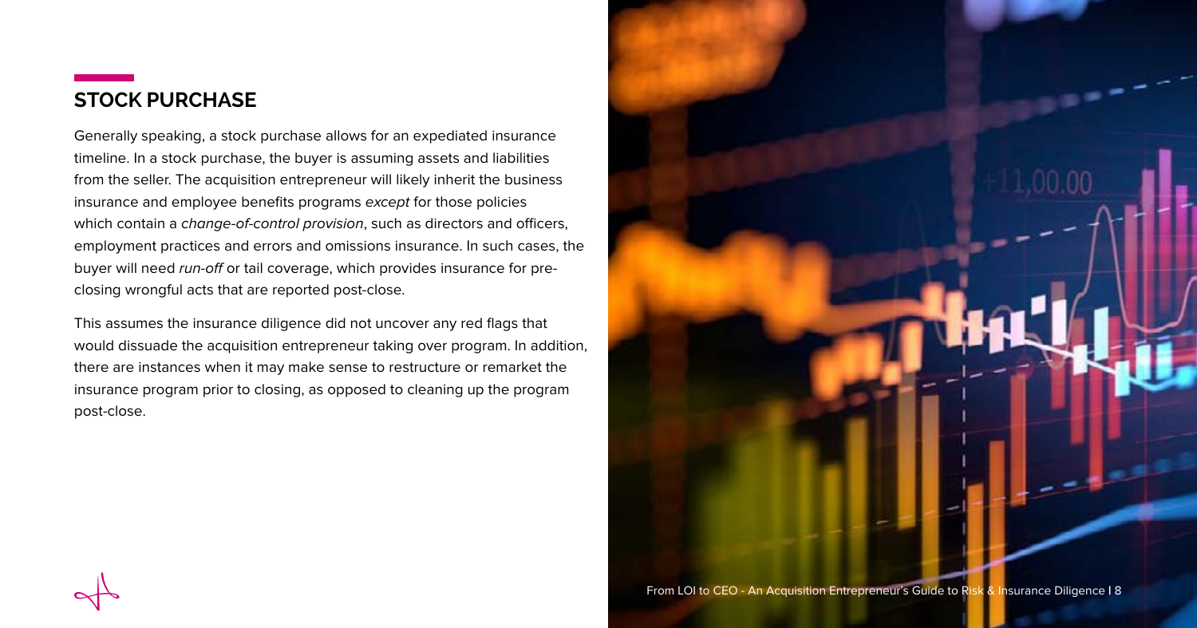## STOCK PURCHASE

Generally speaking, a stock purchase allows for an expedited insurance timeline. In a stock purchase, the buyer is assuming assets and liabilities from the seller. The acquisition entrepreneur will likely inherit the business insurance and employee benefits programs *except* for those policies which contain a *change-of-control provision*, such as directors and officers, employment practices and errors and omissions insurance. In such cases, the buyer will need *run-off* or tail coverage, which provides insurance for pre-closing wrongful acts that are reported post-close.

This assumes the insurance diligence did not uncover any red flags that would dissuade the acquisition entrepreneur taking over program. In addition, there are instances when it may make sense to restructure or remarket the insurance program prior to closing, as opposed to cleaning up the program post-close.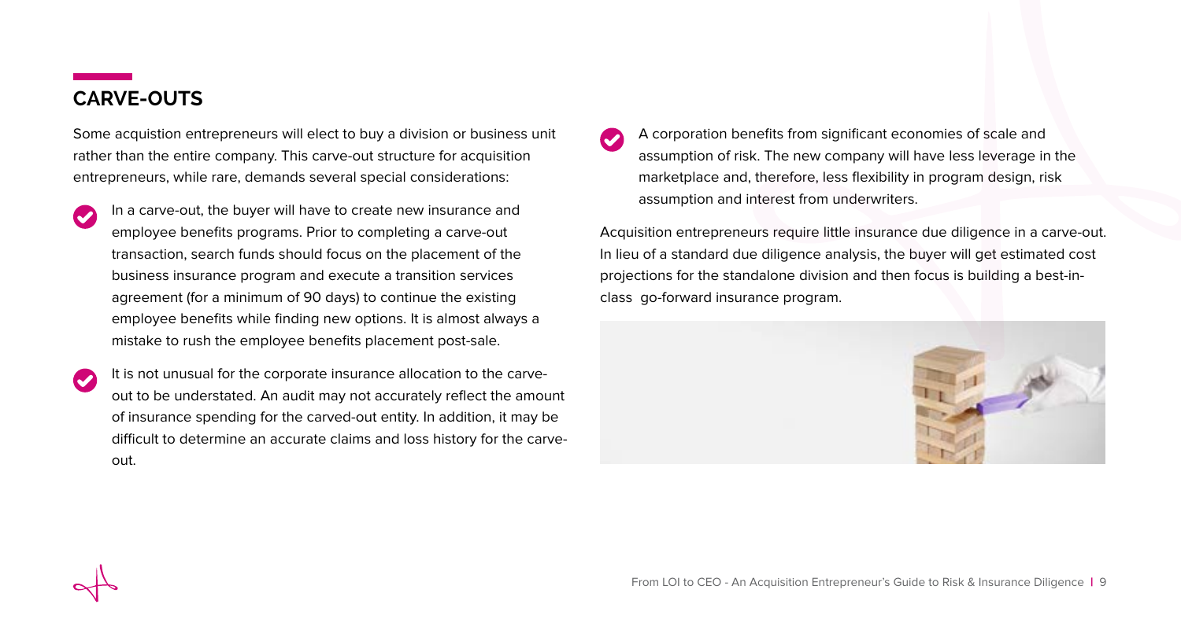## CARVE-OUTS

Some acquistion entrepreneurs will elect to buy a division or business unit rather than the entire company. This carve-out structure for acquisition entrepreneurs, while rare, demands several special considerations:

- In a carve-out, the buyer will have to create new insurance and employee benefits programs. Prior to completing a carve-out transaction, search funds should focus on the placement of the business insurance program and execute a transition services agreement (for a minimum of 90 days) to continue the existing employee benefits while finding new options. It is almost always a mistake to rush the employee benefits placement post-sale.
- It is not unusual for the corporate insurance allocation to the carve-out to be understated. An audit may not accurately reflect the amount of insurance spending for the carved-out entity. In addition, it may be difficult to determine an accurate claims and loss history for the carve-out.
- A corporation benefits from significant economies of scale and assumption of risk. The new company will have less leverage in the marketplace and, therefore, less flexibility in program design, risk assumption and interest from underwriters.

Acquisition entrepreneurs require little insurance due diligence in a carve-out. In lieu of a standard due diligence analysis, the buyer will get estimated cost projections for the standalone division and then focus is building a best-in-class go-forward insurance program.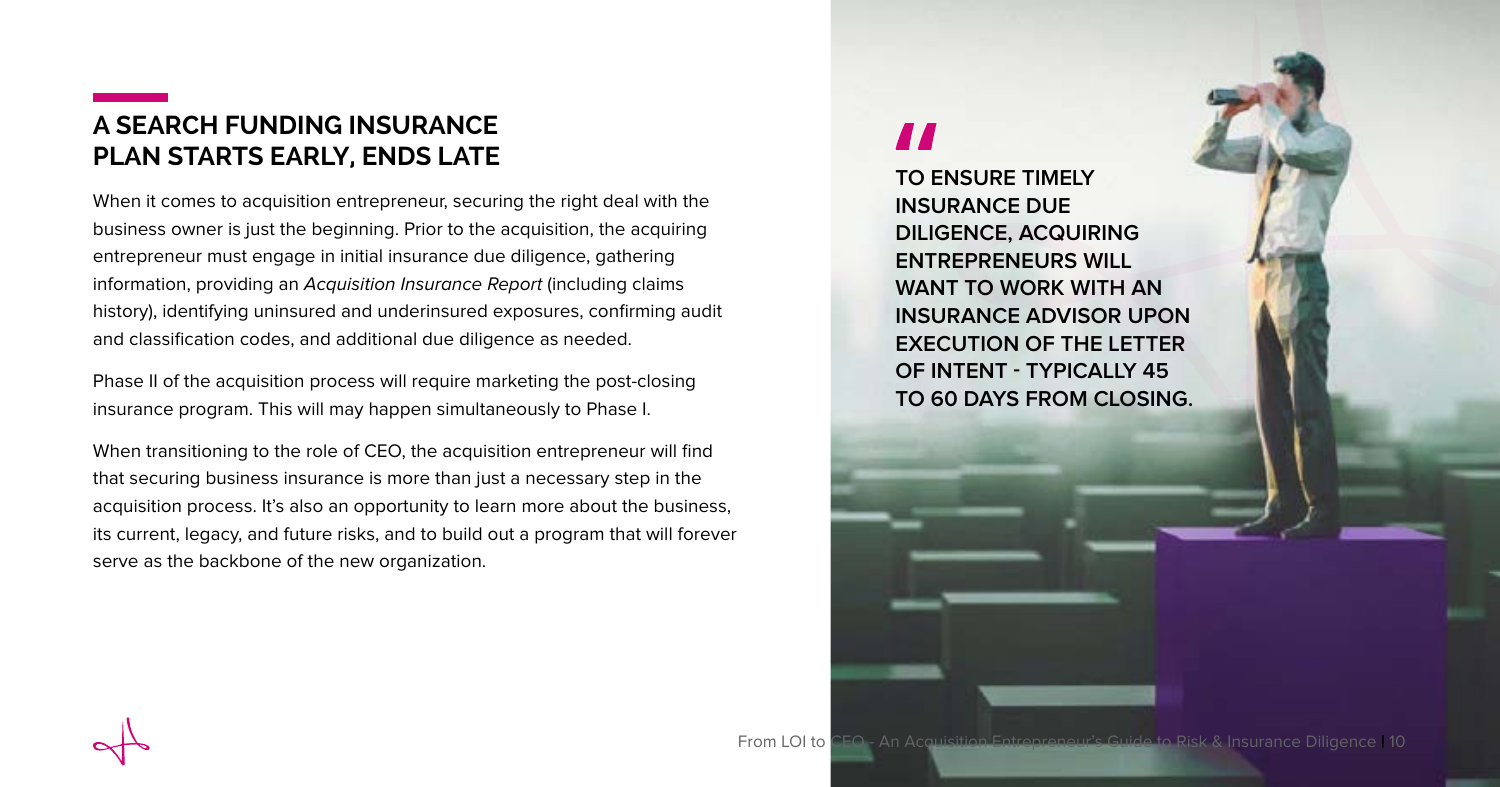## A SEARCH FUNDING INSURANCE PLAN STARTS EARLY, ENDS LATE

When it comes to acquisition entrepreneur, securing the right deal with the business owner is just the beginning. Prior to the acquisition, the acquiring entrepreneur must engage in initial insurance due diligence, gathering information, providing an *Acquisition Insurance Report* (including claims history), identifying uninsured and underinsured exposures, confirming audit and classification codes, and additional due diligence as needed.

Phase II of the acquisition process will require marketing the post-closing insurance program. This will may happen simultaneously to Phase I.

When transitioning to the role of CEO, the acquisition entrepreneur will find that securing business insurance is more than just a necessary step in the acquisition process. It's also an opportunity to learn more about the business, its current, legacy, and future risks, and to build out a program that will forever serve as the backbone of the new organization.

> **"TO ENSURE TIMELY INSURANCE DUE DILIGENCE, ACQUIRING ENTREPRENEURS WILL WANT TO WORK WITH AN INSURANCE ADVISOR UPON EXECUTION OF THE LETTER OF INTENT - TYPICALLY 45 TO 60 DAYS FROM CLOSING.**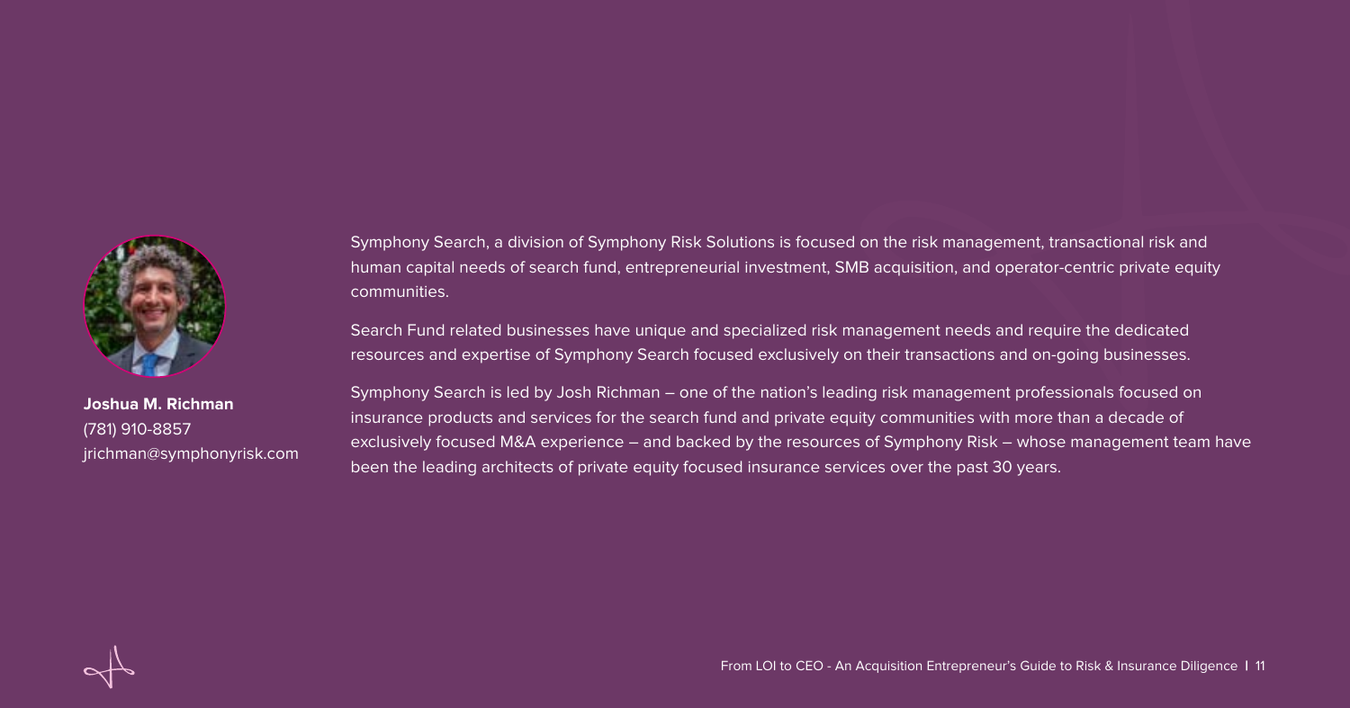**Joshua M. Richman**
(781) 910-8857
jrichman@symphonyrisk.com

Symphony Search, a division of Symphony Risk Solutions is focused on the risk management, transactional risk and human capital needs of search fund, entrepreneurial investment, SMB acquisition, and operator-centric private equity communities.

Search Fund related businesses have unique and specialized risk management needs and require the dedicated resources and expertise of Symphony Search focused exclusively on their transactions and on-going businesses.

Symphony Search is led by Josh Richman – one of the nation's leading risk management professionals focused on insurance products and services for the search fund and private equity communities with more than a decade of exclusively focused M&A experience – and backed by the resources of Symphony Risk – whose management team have been the leading architects of private equity focused insurance services over the past 30 years.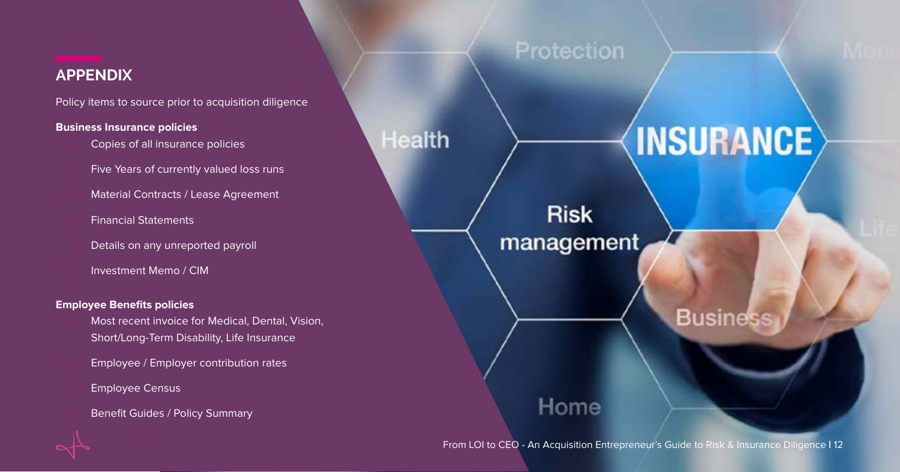## APPENDIX

Policy items to source prior to acquisition diligence

**Business Insurance policies**

- Copies of all insurance policies
- Five Years of currently valued loss runs
- Material Contracts / Lease Agreement
- Financial Statements
- Details on any unreported payroll
- Investment Memo / CIM

**Employee Benefits policies**

- Most recent invoice for Medical, Dental, Vision, Short/Long-Term Disability, Life Insurance
- Employee / Employer contribution rates
- Employee Census
- Benefit Guides / Policy Summary